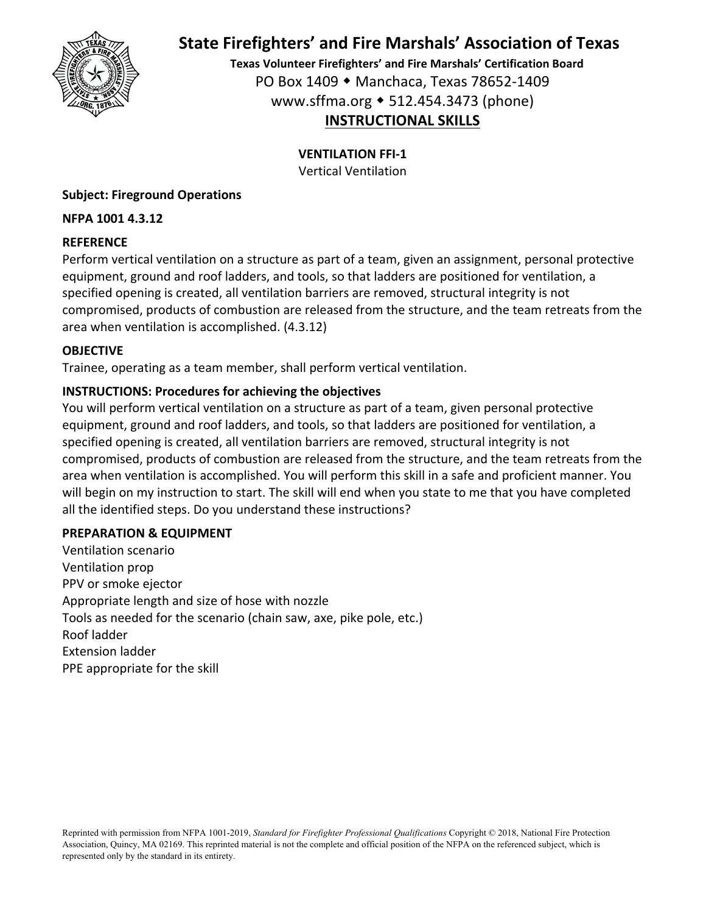# State Firefighters' and Fire Marshals' Association of Texas

**Texas Volunteer Firefighters' and Fire Marshals' Certification Board**

PO Box 1409 ◆ Manchaca, Texas 78652-1409

www.sffma.org ◆ 512.454.3473 (phone)

## INSTRUCTIONAL SKILLS

**VENTILATION FFI-1**

Vertical Ventilation

**Subject: Fireground Operations**

**NFPA 1001 4.3.12**

**REFERENCE**

Perform vertical ventilation on a structure as part of a team, given an assignment, personal protective equipment, ground and roof ladders, and tools, so that ladders are positioned for ventilation, a specified opening is created, all ventilation barriers are removed, structural integrity is not compromised, products of combustion are released from the structure, and the team retreats from the area when ventilation is accomplished. (4.3.12)

**OBJECTIVE**

Trainee, operating as a team member, shall perform vertical ventilation.

**INSTRUCTIONS: Procedures for achieving the objectives**

You will perform vertical ventilation on a structure as part of a team, given personal protective equipment, ground and roof ladders, and tools, so that ladders are positioned for ventilation, a specified opening is created, all ventilation barriers are removed, structural integrity is not compromised, products of combustion are released from the structure, and the team retreats from the area when ventilation is accomplished. You will perform this skill in a safe and proficient manner. You will begin on my instruction to start. The skill will end when you state to me that you have completed all the identified steps. Do you understand these instructions?

**PREPARATION & EQUIPMENT**

Ventilation scenario
Ventilation prop
PPV or smoke ejector
Appropriate length and size of hose with nozzle
Tools as needed for the scenario (chain saw, axe, pike pole, etc.)
Roof ladder
Extension ladder
PPE appropriate for the skill

Reprinted with permission from NFPA 1001-2019, *Standard for Firefighter Professional Qualifications* Copyright © 2018, National Fire Protection Association, Quincy, MA 02169. This reprinted material is not the complete and official position of the NFPA on the referenced subject, which is represented only by the standard in its entirety.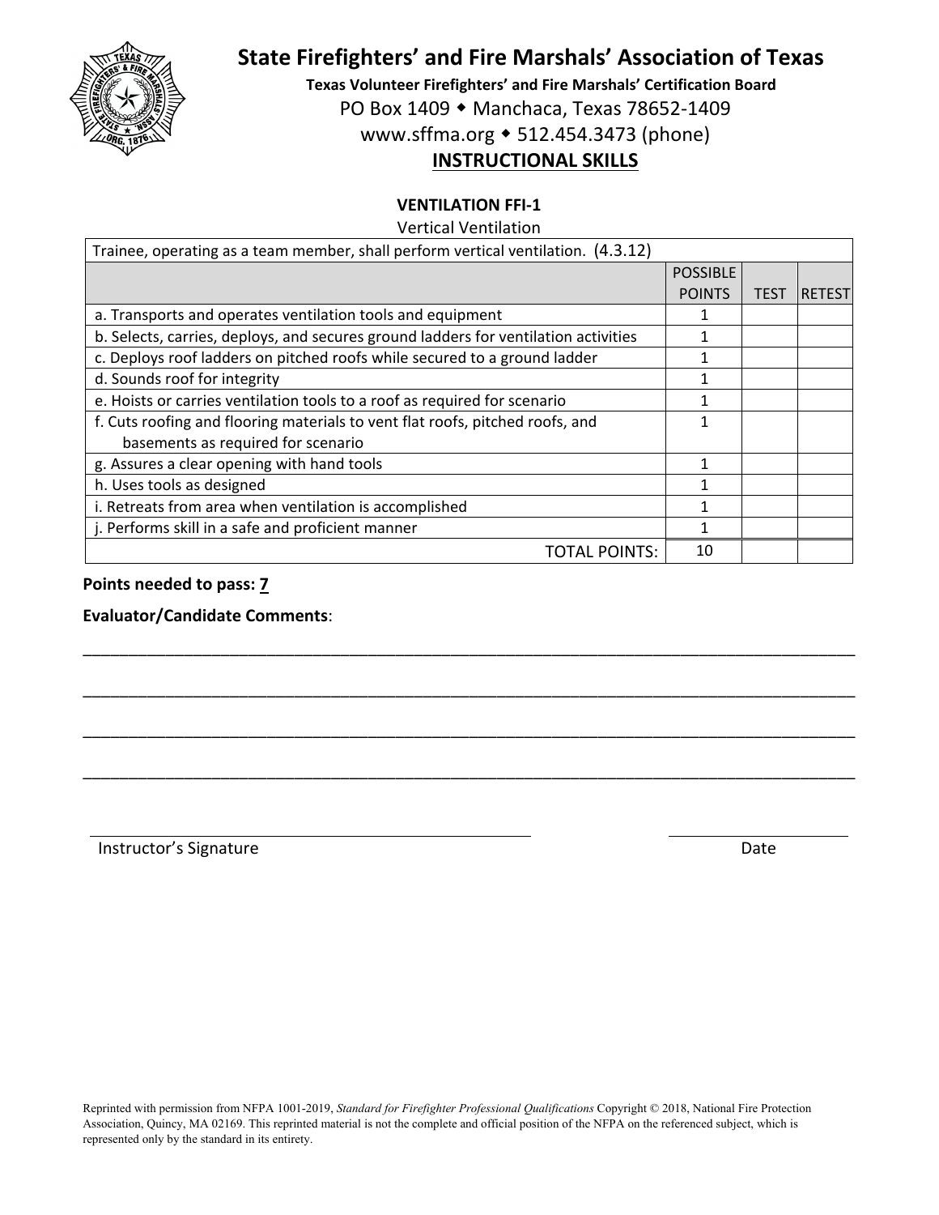# State Firefighters' and Fire Marshals' Association of Texas

**Texas Volunteer Firefighters' and Fire Marshals' Certification Board**

PO Box 1409 ◆ Manchaca, Texas 78652-1409

www.sffma.org ◆ 512.454.3473 (phone)

## INSTRUCTIONAL SKILLS

### VENTILATION FFI-1

Vertical Ventilation

| Trainee, operating as a team member, shall perform vertical ventilation. (4.3.12) | | | |
|---|---|---|---|
| | POSSIBLE POINTS | TEST | RETEST |
| a. Transports and operates ventilation tools and equipment | 1 | | |
| b. Selects, carries, deploys, and secures ground ladders for ventilation activities | 1 | | |
| c. Deploys roof ladders on pitched roofs while secured to a ground ladder | 1 | | |
| d. Sounds roof for integrity | 1 | | |
| e. Hoists or carries ventilation tools to a roof as required for scenario | 1 | | |
| f. Cuts roofing and flooring materials to vent flat roofs, pitched roofs, and basements as required for scenario | 1 | | |
| g. Assures a clear opening with hand tools | 1 | | |
| h. Uses tools as designed | 1 | | |
| i. Retreats from area when ventilation is accomplished | 1 | | |
| j. Performs skill in a safe and proficient manner | 1 | | |
| TOTAL POINTS: | 10 | | |

**Points needed to pass: 7**

**Evaluator/Candidate Comments**:

________________________________________________________________________________

________________________________________________________________________________

________________________________________________________________________________

________________________________________________________________________________

______________________________________________ ____________________

Instructor's Signature Date

Reprinted with permission from NFPA 1001-2019, *Standard for Firefighter Professional Qualifications* Copyright © 2018, National Fire Protection Association, Quincy, MA 02169. This reprinted material is not the complete and official position of the NFPA on the referenced subject, which is represented only by the standard in its entirety.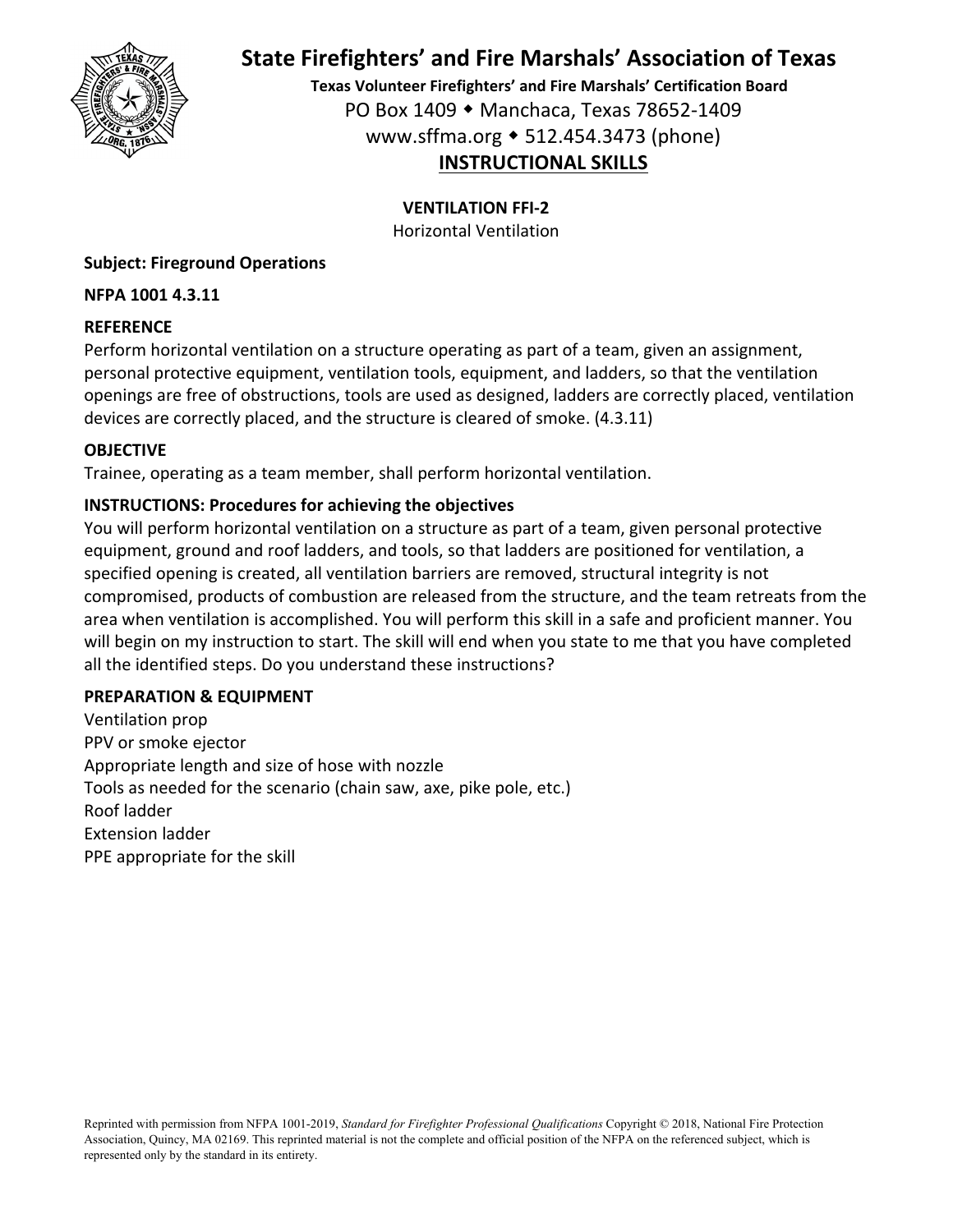# State Firefighters' and Fire Marshals' Association of Texas

**Texas Volunteer Firefighters' and Fire Marshals' Certification Board**

PO Box 1409 ◆ Manchaca, Texas 78652-1409

www.sffma.org ◆ 512.454.3473 (phone)

## INSTRUCTIONAL SKILLS

**VENTILATION FFI-2**

Horizontal Ventilation

**Subject: Fireground Operations**

**NFPA 1001 4.3.11**

### REFERENCE

Perform horizontal ventilation on a structure operating as part of a team, given an assignment, personal protective equipment, ventilation tools, equipment, and ladders, so that the ventilation openings are free of obstructions, tools are used as designed, ladders are correctly placed, ventilation devices are correctly placed, and the structure is cleared of smoke. (4.3.11)

### OBJECTIVE

Trainee, operating as a team member, shall perform horizontal ventilation.

### INSTRUCTIONS: Procedures for achieving the objectives

You will perform horizontal ventilation on a structure as part of a team, given personal protective equipment, ground and roof ladders, and tools, so that ladders are positioned for ventilation, a specified opening is created, all ventilation barriers are removed, structural integrity is not compromised, products of combustion are released from the structure, and the team retreats from the area when ventilation is accomplished. You will perform this skill in a safe and proficient manner. You will begin on my instruction to start. The skill will end when you state to me that you have completed all the identified steps. Do you understand these instructions?

### PREPARATION & EQUIPMENT

Ventilation prop
PPV or smoke ejector
Appropriate length and size of hose with nozzle
Tools as needed for the scenario (chain saw, axe, pike pole, etc.)
Roof ladder
Extension ladder
PPE appropriate for the skill

Reprinted with permission from NFPA 1001-2019, *Standard for Firefighter Professional Qualifications* Copyright © 2018, National Fire Protection Association, Quincy, MA 02169. This reprinted material is not the complete and official position of the NFPA on the referenced subject, which is represented only by the standard in its entirety.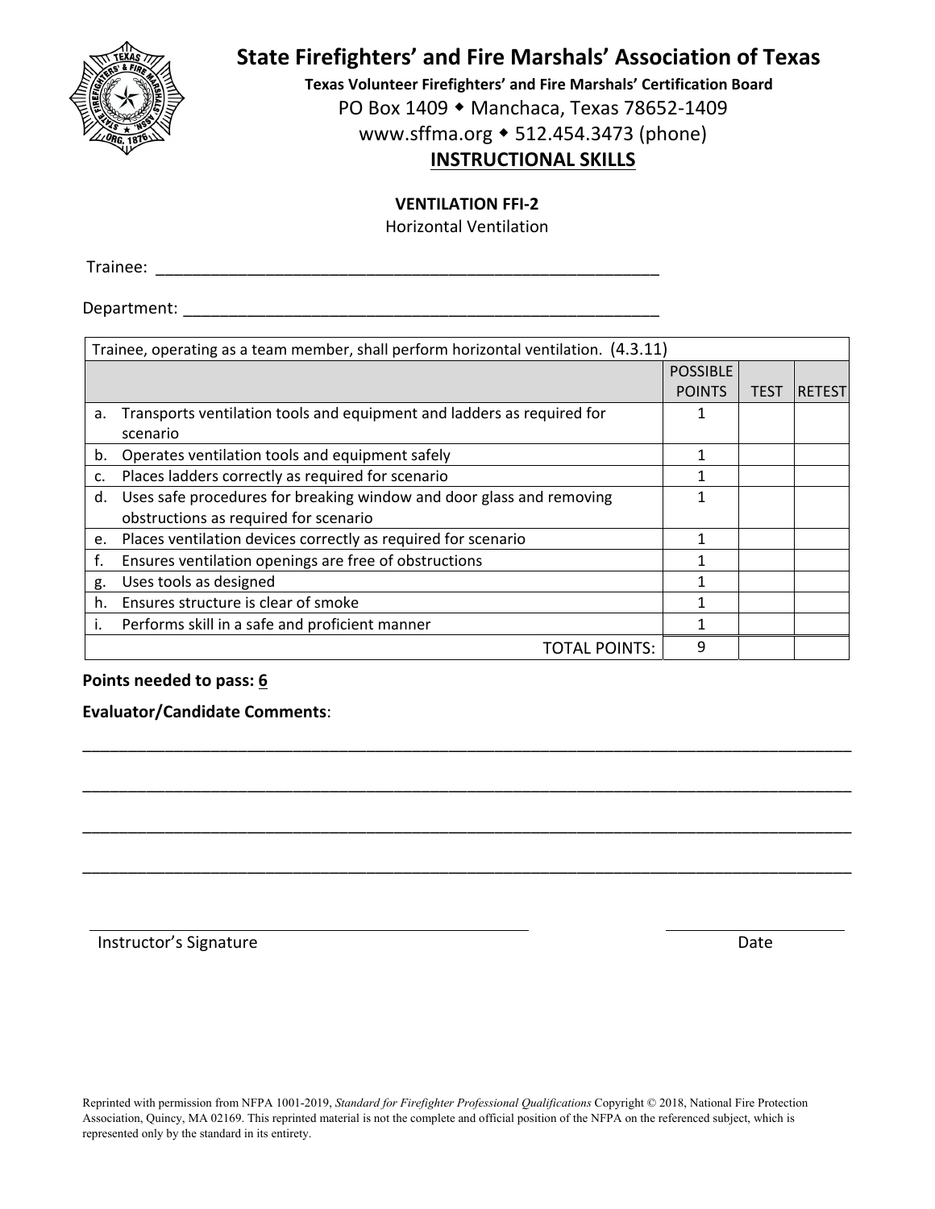# State Firefighters' and Fire Marshals' Association of Texas

**Texas Volunteer Firefighters' and Fire Marshals' Certification Board**

PO Box 1409 ◆ Manchaca, Texas 78652-1409

www.sffma.org ◆ 512.454.3473 (phone)

## INSTRUCTIONAL SKILLS

**VENTILATION FFI-2**

Horizontal Ventilation

Trainee: ________________________________________________________

Department: _____________________________________________________

| Trainee, operating as a team member, shall perform horizontal ventilation. (4.3.11) | | | |
|---|---|---|---|
| | POSSIBLE POINTS | TEST | RETEST |
| a. Transports ventilation tools and equipment and ladders as required for scenario | 1 | | |
| b. Operates ventilation tools and equipment safely | 1 | | |
| c. Places ladders correctly as required for scenario | 1 | | |
| d. Uses safe procedures for breaking window and door glass and removing obstructions as required for scenario | 1 | | |
| e. Places ventilation devices correctly as required for scenario | 1 | | |
| f. Ensures ventilation openings are free of obstructions | 1 | | |
| g. Uses tools as designed | 1 | | |
| h. Ensures structure is clear of smoke | 1 | | |
| i. Performs skill in a safe and proficient manner | 1 | | |
| TOTAL POINTS: | 9 | | |

**Points needed to pass: 6**

**Evaluator/Candidate Comments**:

______________________________________________________________________________________

______________________________________________________________________________________

______________________________________________________________________________________

______________________________________________________________________________________

Instructor's Signature ____________________________ Date ______________

Reprinted with permission from NFPA 1001-2019, *Standard for Firefighter Professional Qualifications* Copyright © 2018, National Fire Protection Association, Quincy, MA 02169. This reprinted material is not the complete and official position of the NFPA on the referenced subject, which is represented only by the standard in its entirety.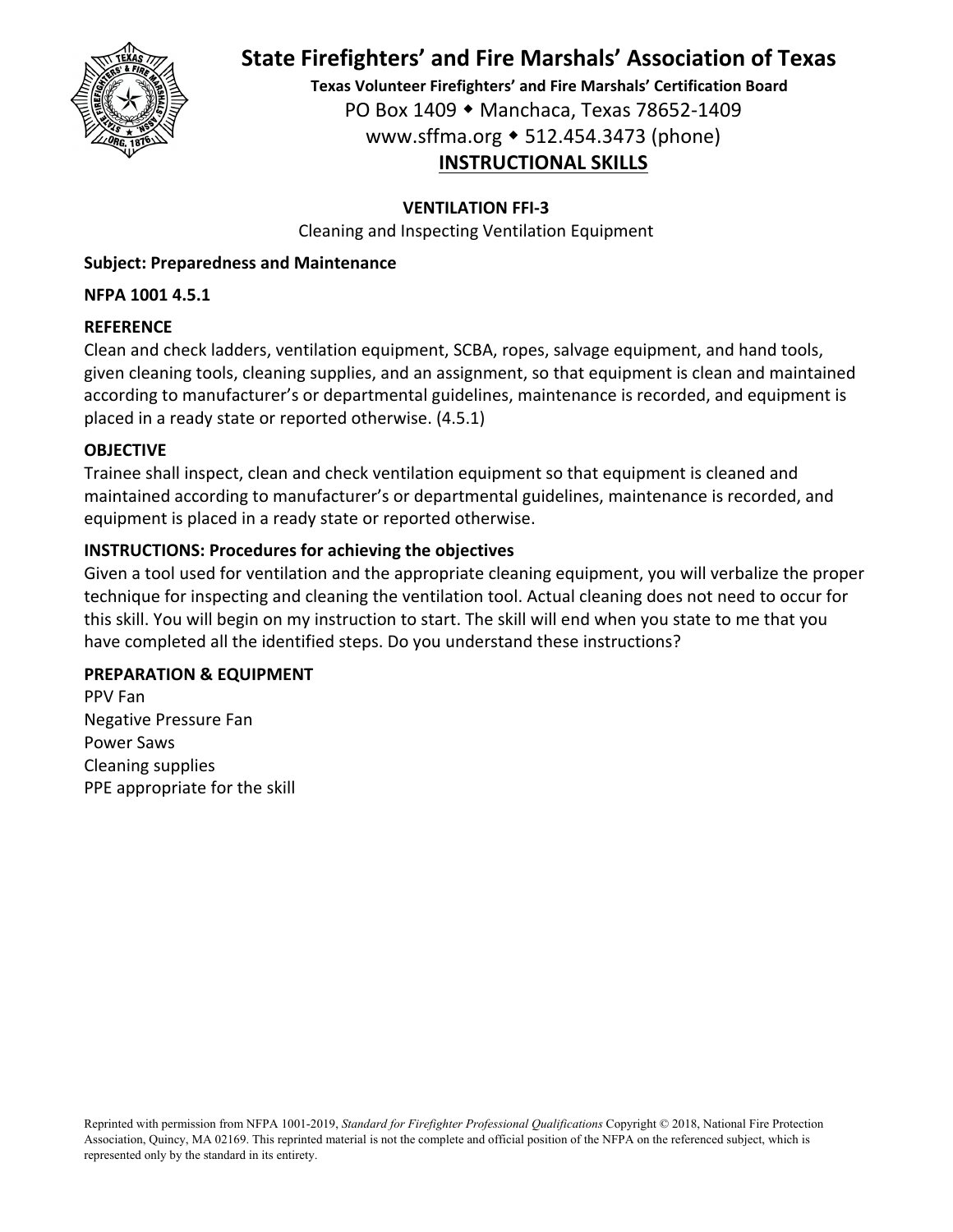# State Firefighters' and Fire Marshals' Association of Texas

**Texas Volunteer Firefighters' and Fire Marshals' Certification Board**

PO Box 1409 ◆ Manchaca, Texas 78652-1409

www.sffma.org ◆ 512.454.3473 (phone)

## INSTRUCTIONAL SKILLS

### VENTILATION FFI-3

Cleaning and Inspecting Ventilation Equipment

**Subject: Preparedness and Maintenance**

**NFPA 1001 4.5.1**

**REFERENCE**

Clean and check ladders, ventilation equipment, SCBA, ropes, salvage equipment, and hand tools, given cleaning tools, cleaning supplies, and an assignment, so that equipment is clean and maintained according to manufacturer's or departmental guidelines, maintenance is recorded, and equipment is placed in a ready state or reported otherwise. (4.5.1)

**OBJECTIVE**

Trainee shall inspect, clean and check ventilation equipment so that equipment is cleaned and maintained according to manufacturer's or departmental guidelines, maintenance is recorded, and equipment is placed in a ready state or reported otherwise.

**INSTRUCTIONS: Procedures for achieving the objectives**

Given a tool used for ventilation and the appropriate cleaning equipment, you will verbalize the proper technique for inspecting and cleaning the ventilation tool. Actual cleaning does not need to occur for this skill. You will begin on my instruction to start. The skill will end when you state to me that you have completed all the identified steps. Do you understand these instructions?

**PREPARATION & EQUIPMENT**

PPV Fan
Negative Pressure Fan
Power Saws
Cleaning supplies
PPE appropriate for the skill

Reprinted with permission from NFPA 1001-2019, *Standard for Firefighter Professional Qualifications* Copyright © 2018, National Fire Protection Association, Quincy, MA 02169. This reprinted material is not the complete and official position of the NFPA on the referenced subject, which is represented only by the standard in its entirety.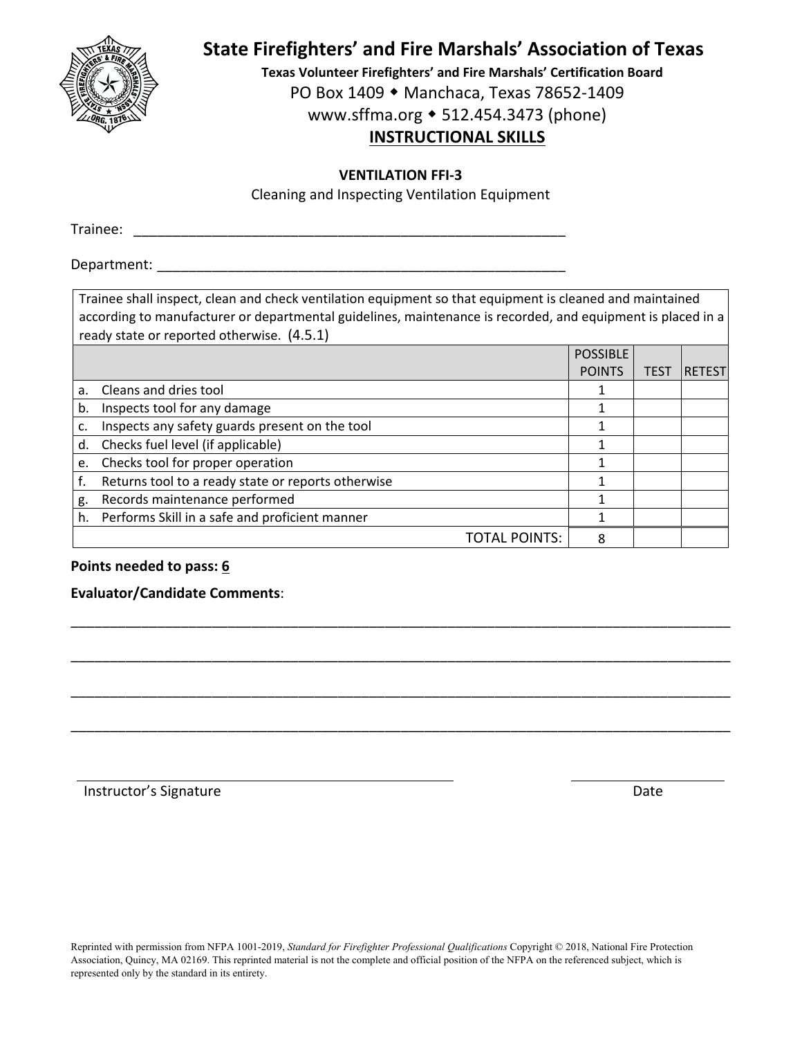# State Firefighters' and Fire Marshals' Association of Texas

**Texas Volunteer Firefighters' and Fire Marshals' Certification Board**

PO Box 1409 ◆ Manchaca, Texas 78652-1409

www.sffma.org ◆ 512.454.3473 (phone)

## INSTRUCTIONAL SKILLS

### VENTILATION FFI-3

Cleaning and Inspecting Ventilation Equipment

Trainee: ________________________________________________________

Department: _____________________________________________________

| Trainee shall inspect, clean and check ventilation equipment so that equipment is cleaned and maintained according to manufacturer or departmental guidelines, maintenance is recorded, and equipment is placed in a ready state or reported otherwise. (4.5.1) | | | |
|---|---|---|---|
| | POSSIBLE POINTS | TEST | RETEST |
| a. Cleans and dries tool | 1 | | |
| b. Inspects tool for any damage | 1 | | |
| c. Inspects any safety guards present on the tool | 1 | | |
| d. Checks fuel level (if applicable) | 1 | | |
| e. Checks tool for proper operation | 1 | | |
| f. Returns tool to a ready state or reports otherwise | 1 | | |
| g. Records maintenance performed | 1 | | |
| h. Performs Skill in a safe and proficient manner | 1 | | |
| TOTAL POINTS: | 8 | | |

**Points needed to pass: 6**

**Evaluator/Candidate Comments**:

________________________________________________________________________________

________________________________________________________________________________

________________________________________________________________________________

________________________________________________________________________________

Instructor's Signature ______________________________ Date ______________

Reprinted with permission from NFPA 1001-2019, *Standard for Firefighter Professional Qualifications* Copyright © 2018, National Fire Protection Association, Quincy, MA 02169. This reprinted material is not the complete and official position of the NFPA on the referenced subject, which is represented only by the standard in its entirety.